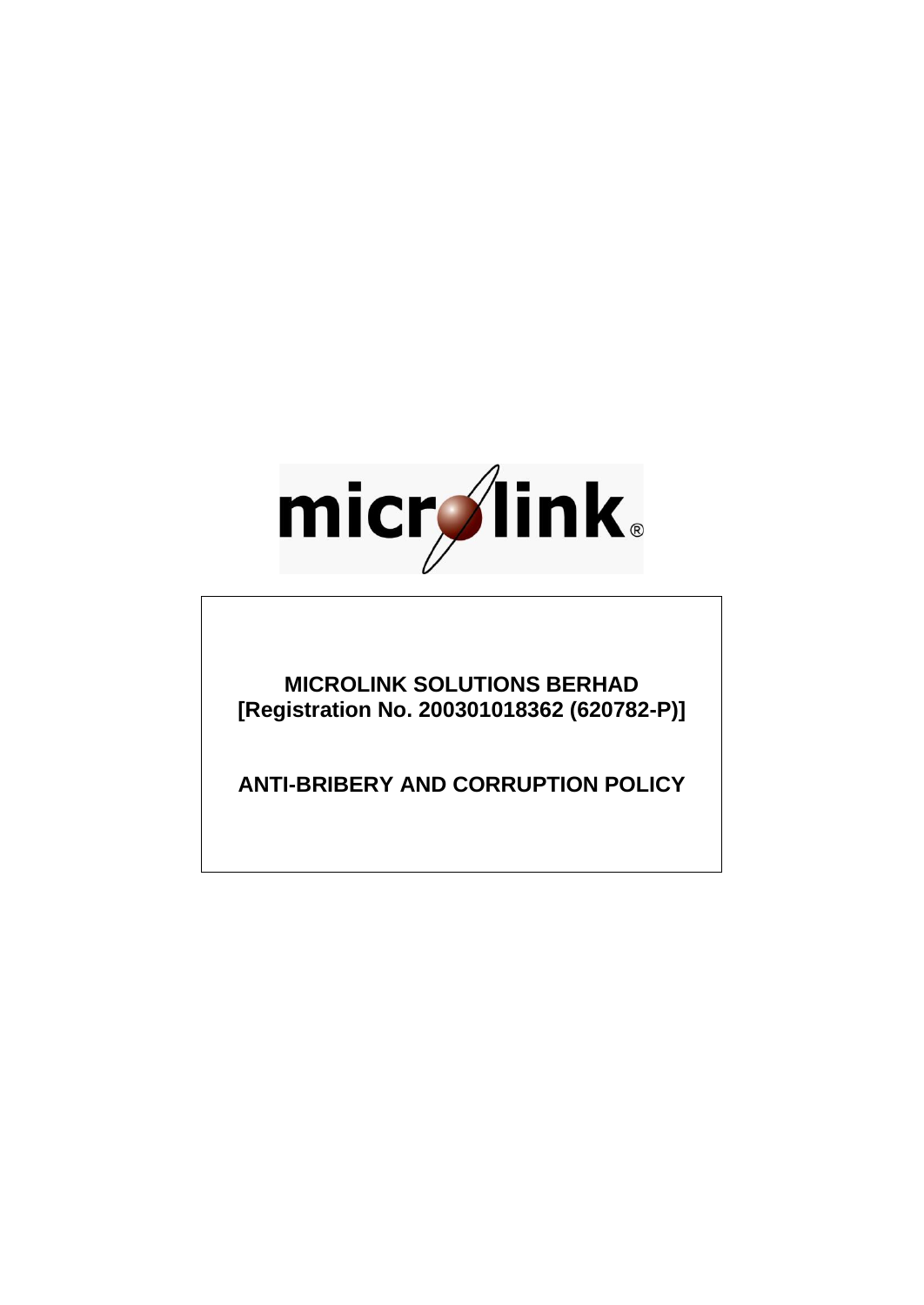**MICROLINK SOLUTIONS BERHAD**
**[Registration No. 200301018362 (620782-P)]**

# ANTI-BRIBERY AND CORRUPTION POLICY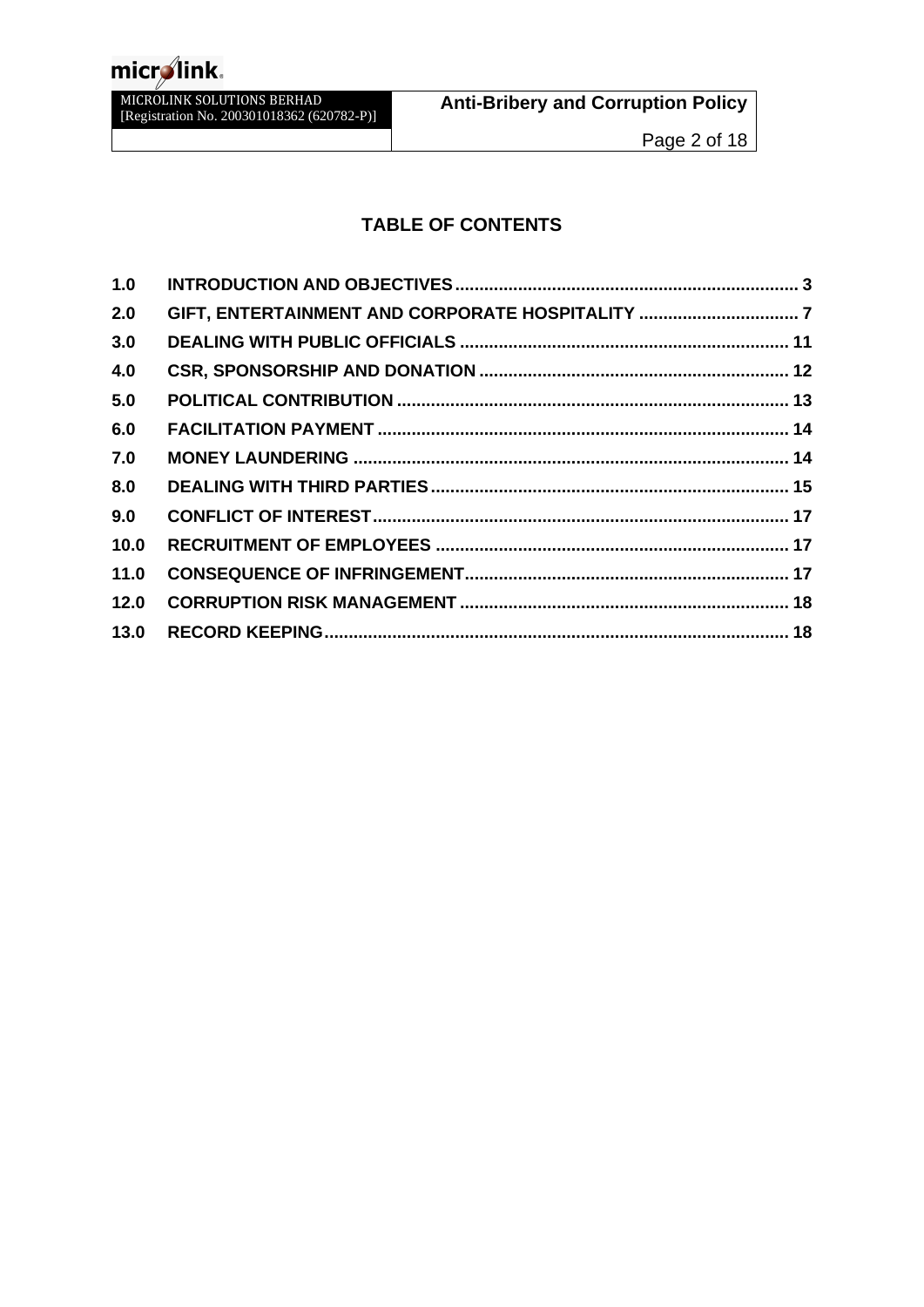## TABLE OF CONTENTS

| | | |
|---|---|---|
| **1.0** | **INTRODUCTION AND OBJECTIVES** | **3** |
| **2.0** | **GIFT, ENTERTAINMENT AND CORPORATE HOSPITALITY** | **7** |
| **3.0** | **DEALING WITH PUBLIC OFFICIALS** | **11** |
| **4.0** | **CSR, SPONSORSHIP AND DONATION** | **12** |
| **5.0** | **POLITICAL CONTRIBUTION** | **13** |
| **6.0** | **FACILITATION PAYMENT** | **14** |
| **7.0** | **MONEY LAUNDERING** | **14** |
| **8.0** | **DEALING WITH THIRD PARTIES** | **15** |
| **9.0** | **CONFLICT OF INTEREST** | **17** |
| **10.0** | **RECRUITMENT OF EMPLOYEES** | **17** |
| **11.0** | **CONSEQUENCE OF INFRINGEMENT** | **17** |
| **12.0** | **CORRUPTION RISK MANAGEMENT** | **18** |
| **13.0** | **RECORD KEEPING** | **18** |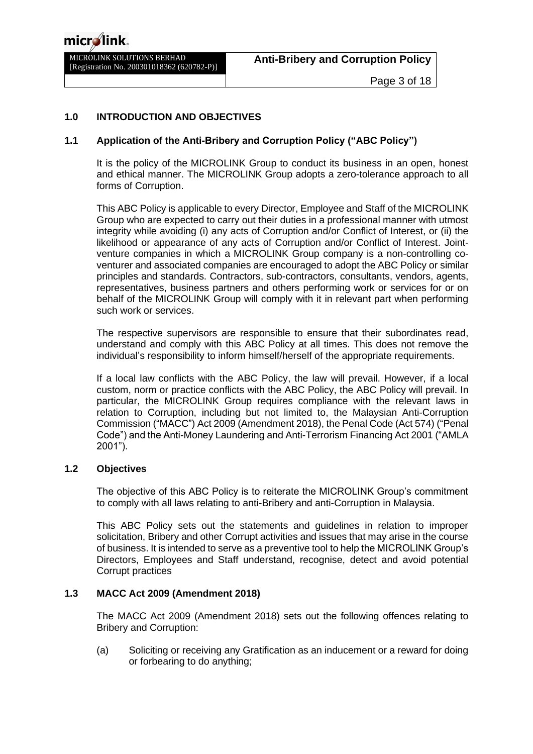## 1.0 INTRODUCTION AND OBJECTIVES

### 1.1 Application of the Anti-Bribery and Corruption Policy ("ABC Policy")

It is the policy of the MICROLINK Group to conduct its business in an open, honest and ethical manner. The MICROLINK Group adopts a zero-tolerance approach to all forms of Corruption.

This ABC Policy is applicable to every Director, Employee and Staff of the MICROLINK Group who are expected to carry out their duties in a professional manner with utmost integrity while avoiding (i) any acts of Corruption and/or Conflict of Interest, or (ii) the likelihood or appearance of any acts of Corruption and/or Conflict of Interest. Joint-venture companies in which a MICROLINK Group company is a non-controlling co-venturer and associated companies are encouraged to adopt the ABC Policy or similar principles and standards. Contractors, sub-contractors, consultants, vendors, agents, representatives, business partners and others performing work or services for or on behalf of the MICROLINK Group will comply with it in relevant part when performing such work or services.

The respective supervisors are responsible to ensure that their subordinates read, understand and comply with this ABC Policy at all times. This does not remove the individual's responsibility to inform himself/herself of the appropriate requirements.

If a local law conflicts with the ABC Policy, the law will prevail. However, if a local custom, norm or practice conflicts with the ABC Policy, the ABC Policy will prevail. In particular, the MICROLINK Group requires compliance with the relevant laws in relation to Corruption, including but not limited to, the Malaysian Anti-Corruption Commission ("MACC") Act 2009 (Amendment 2018), the Penal Code (Act 574) ("Penal Code") and the Anti-Money Laundering and Anti-Terrorism Financing Act 2001 ("AMLA 2001").

### 1.2 Objectives

The objective of this ABC Policy is to reiterate the MICROLINK Group's commitment to comply with all laws relating to anti-Bribery and anti-Corruption in Malaysia.

This ABC Policy sets out the statements and guidelines in relation to improper solicitation, Bribery and other Corrupt activities and issues that may arise in the course of business. It is intended to serve as a preventive tool to help the MICROLINK Group's Directors, Employees and Staff understand, recognise, detect and avoid potential Corrupt practices

### 1.3 MACC Act 2009 (Amendment 2018)

The MACC Act 2009 (Amendment 2018) sets out the following offences relating to Bribery and Corruption:

(a) Soliciting or receiving any Gratification as an inducement or a reward for doing or forbearing to do anything;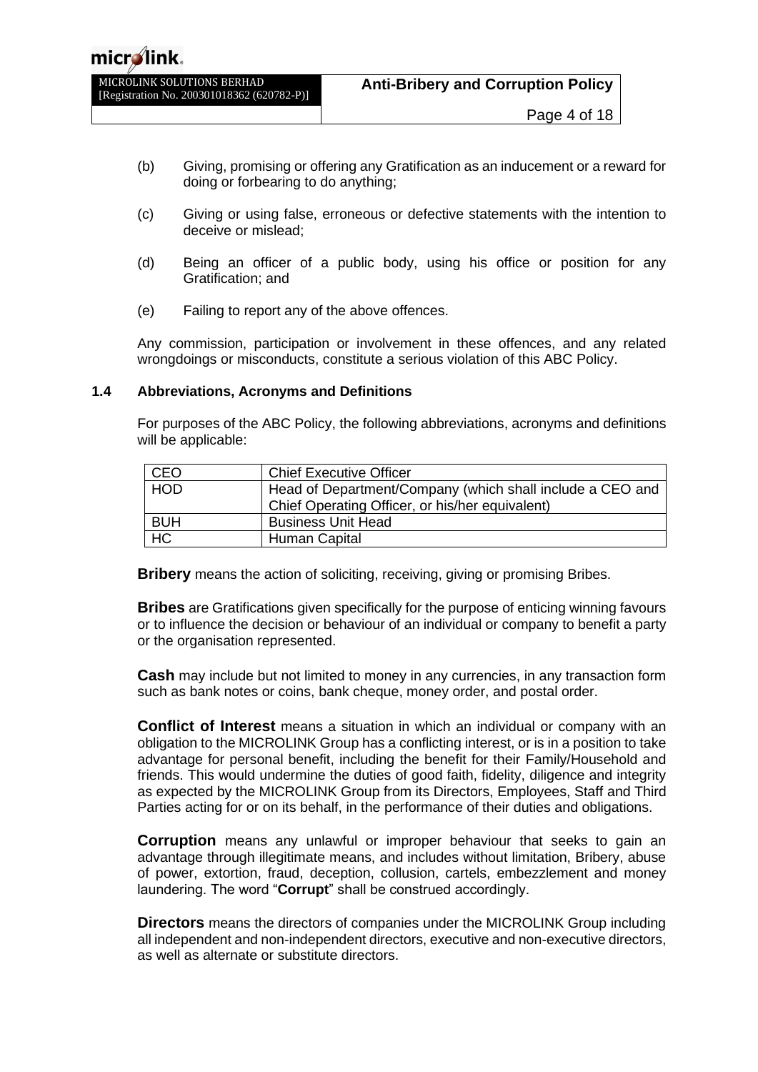(b) Giving, promising or offering any Gratification as an inducement or a reward for doing or forbearing to do anything;

(c) Giving or using false, erroneous or defective statements with the intention to deceive or mislead;

(d) Being an officer of a public body, using his office or position for any Gratification; and

(e) Failing to report any of the above offences.

Any commission, participation or involvement in these offences, and any related wrongdoings or misconducts, constitute a serious violation of this ABC Policy.

### 1.4 Abbreviations, Acronyms and Definitions

For purposes of the ABC Policy, the following abbreviations, acronyms and definitions will be applicable:

| | |
|---|---|
| CEO | Chief Executive Officer |
| HOD | Head of Department/Company (which shall include a CEO and Chief Operating Officer, or his/her equivalent) |
| BUH | Business Unit Head |
| HC | Human Capital |

**Bribery** means the action of soliciting, receiving, giving or promising Bribes.

**Bribes** are Gratifications given specifically for the purpose of enticing winning favours or to influence the decision or behaviour of an individual or company to benefit a party or the organisation represented.

**Cash** may include but not limited to money in any currencies, in any transaction form such as bank notes or coins, bank cheque, money order, and postal order.

**Conflict of Interest** means a situation in which an individual or company with an obligation to the MICROLINK Group has a conflicting interest, or is in a position to take advantage for personal benefit, including the benefit for their Family/Household and friends. This would undermine the duties of good faith, fidelity, diligence and integrity as expected by the MICROLINK Group from its Directors, Employees, Staff and Third Parties acting for or on its behalf, in the performance of their duties and obligations.

**Corruption** means any unlawful or improper behaviour that seeks to gain an advantage through illegitimate means, and includes without limitation, Bribery, abuse of power, extortion, fraud, deception, collusion, cartels, embezzlement and money laundering. The word "**Corrupt**" shall be construed accordingly.

**Directors** means the directors of companies under the MICROLINK Group including all independent and non-independent directors, executive and non-executive directors, as well as alternate or substitute directors.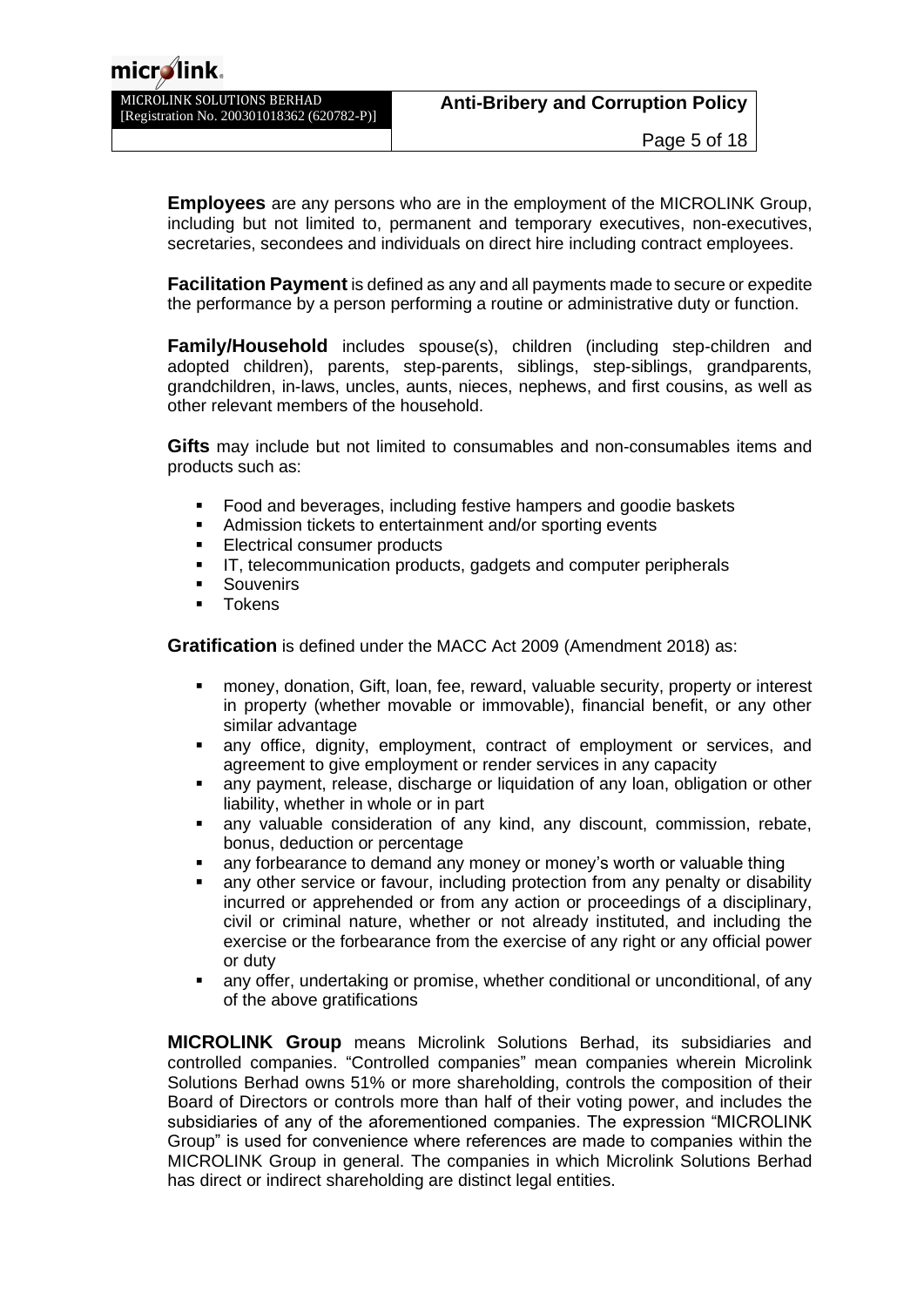**Employees** are any persons who are in the employment of the MICROLINK Group, including but not limited to, permanent and temporary executives, non-executives, secretaries, secondees and individuals on direct hire including contract employees.

**Facilitation Payment** is defined as any and all payments made to secure or expedite the performance by a person performing a routine or administrative duty or function.

**Family/Household** includes spouse(s), children (including step-children and adopted children), parents, step-parents, siblings, step-siblings, grandparents, grandchildren, in-laws, uncles, aunts, nieces, nephews, and first cousins, as well as other relevant members of the household.

**Gifts** may include but not limited to consumables and non-consumables items and products such as:

- Food and beverages, including festive hampers and goodie baskets
- Admission tickets to entertainment and/or sporting events
- Electrical consumer products
- IT, telecommunication products, gadgets and computer peripherals
- Souvenirs
- Tokens

**Gratification** is defined under the MACC Act 2009 (Amendment 2018) as:

- money, donation, Gift, loan, fee, reward, valuable security, property or interest in property (whether movable or immovable), financial benefit, or any other similar advantage
- any office, dignity, employment, contract of employment or services, and agreement to give employment or render services in any capacity
- any payment, release, discharge or liquidation of any loan, obligation or other liability, whether in whole or in part
- any valuable consideration of any kind, any discount, commission, rebate, bonus, deduction or percentage
- any forbearance to demand any money or money's worth or valuable thing
- any other service or favour, including protection from any penalty or disability incurred or apprehended or from any action or proceedings of a disciplinary, civil or criminal nature, whether or not already instituted, and including the exercise or the forbearance from the exercise of any right or any official power or duty
- any offer, undertaking or promise, whether conditional or unconditional, of any of the above gratifications

**MICROLINK Group** means Microlink Solutions Berhad, its subsidiaries and controlled companies. "Controlled companies" mean companies wherein Microlink Solutions Berhad owns 51% or more shareholding, controls the composition of their Board of Directors or controls more than half of their voting power, and includes the subsidiaries of any of the aforementioned companies. The expression "MICROLINK Group" is used for convenience where references are made to companies within the MICROLINK Group in general. The companies in which Microlink Solutions Berhad has direct or indirect shareholding are distinct legal entities.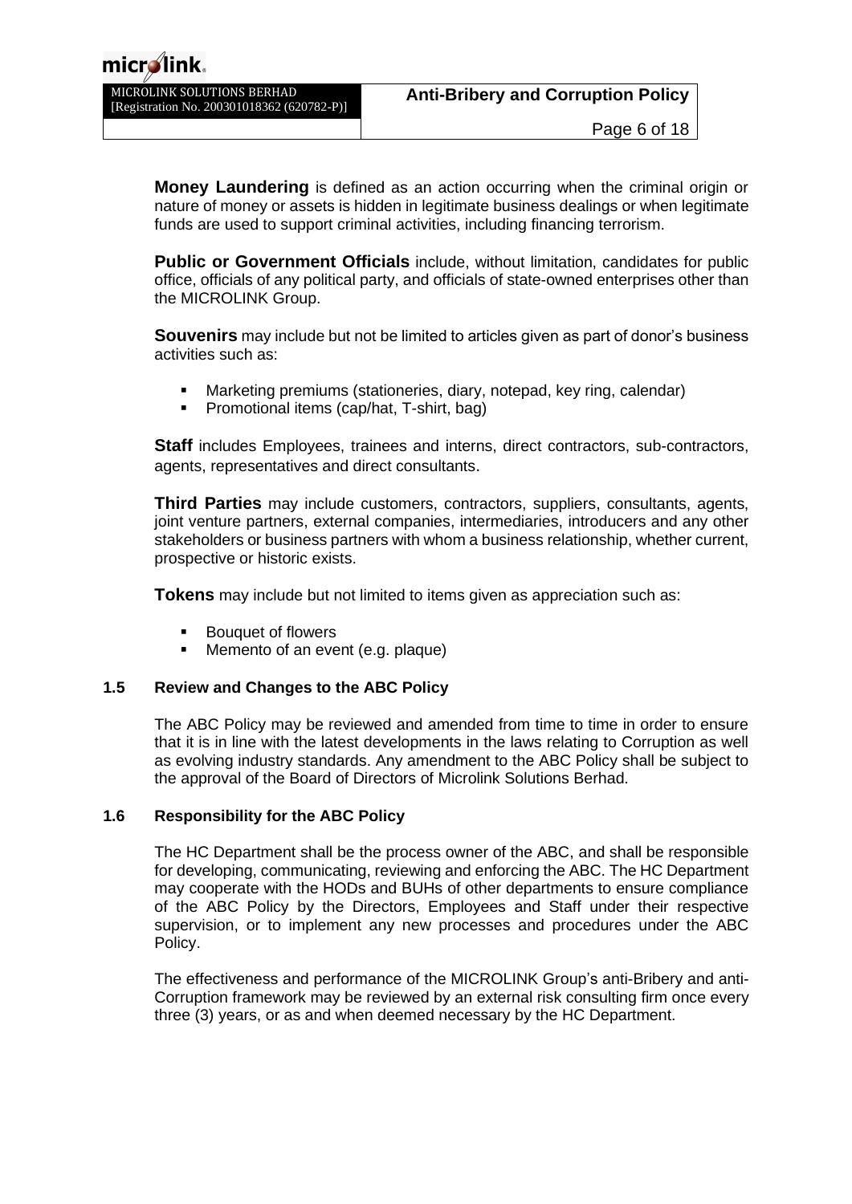**Money Laundering** is defined as an action occurring when the criminal origin or nature of money or assets is hidden in legitimate business dealings or when legitimate funds are used to support criminal activities, including financing terrorism.

**Public or Government Officials** include, without limitation, candidates for public office, officials of any political party, and officials of state-owned enterprises other than the MICROLINK Group.

**Souvenirs** may include but not be limited to articles given as part of donor's business activities such as:

- Marketing premiums (stationeries, diary, notepad, key ring, calendar)
- Promotional items (cap/hat, T-shirt, bag)

**Staff** includes Employees, trainees and interns, direct contractors, sub-contractors, agents, representatives and direct consultants.

**Third Parties** may include customers, contractors, suppliers, consultants, agents, joint venture partners, external companies, intermediaries, introducers and any other stakeholders or business partners with whom a business relationship, whether current, prospective or historic exists.

**Tokens** may include but not limited to items given as appreciation such as:

- Bouquet of flowers
- Memento of an event (e.g. plaque)

### 1.5 Review and Changes to the ABC Policy

The ABC Policy may be reviewed and amended from time to time in order to ensure that it is in line with the latest developments in the laws relating to Corruption as well as evolving industry standards. Any amendment to the ABC Policy shall be subject to the approval of the Board of Directors of Microlink Solutions Berhad.

### 1.6 Responsibility for the ABC Policy

The HC Department shall be the process owner of the ABC, and shall be responsible for developing, communicating, reviewing and enforcing the ABC. The HC Department may cooperate with the HODs and BUHs of other departments to ensure compliance of the ABC Policy by the Directors, Employees and Staff under their respective supervision, or to implement any new processes and procedures under the ABC Policy.

The effectiveness and performance of the MICROLINK Group's anti-Bribery and anti-Corruption framework may be reviewed by an external risk consulting firm once every three (3) years, or as and when deemed necessary by the HC Department.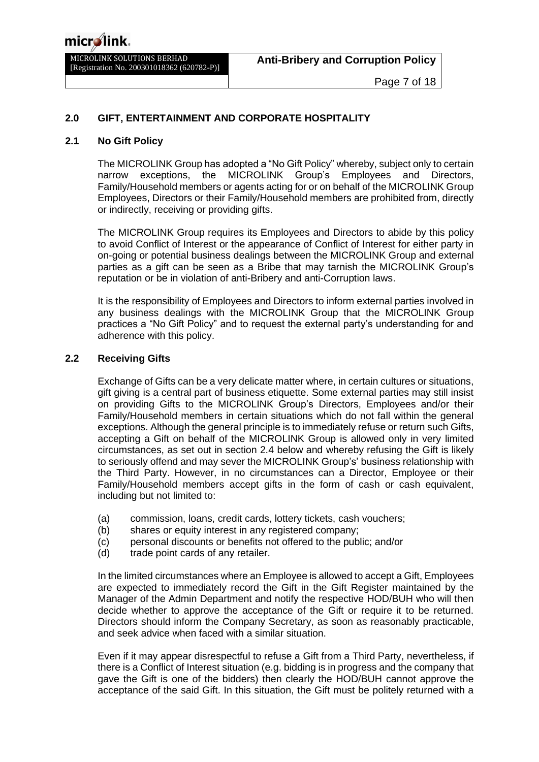## 2.0 GIFT, ENTERTAINMENT AND CORPORATE HOSPITALITY

### 2.1 No Gift Policy

The MICROLINK Group has adopted a "No Gift Policy" whereby, subject only to certain narrow exceptions, the MICROLINK Group's Employees and Directors, Family/Household members or agents acting for or on behalf of the MICROLINK Group Employees, Directors or their Family/Household members are prohibited from, directly or indirectly, receiving or providing gifts.

The MICROLINK Group requires its Employees and Directors to abide by this policy to avoid Conflict of Interest or the appearance of Conflict of Interest for either party in on-going or potential business dealings between the MICROLINK Group and external parties as a gift can be seen as a Bribe that may tarnish the MICROLINK Group's reputation or be in violation of anti-Bribery and anti-Corruption laws.

It is the responsibility of Employees and Directors to inform external parties involved in any business dealings with the MICROLINK Group that the MICROLINK Group practices a "No Gift Policy" and to request the external party's understanding for and adherence with this policy.

### 2.2 Receiving Gifts

Exchange of Gifts can be a very delicate matter where, in certain cultures or situations, gift giving is a central part of business etiquette. Some external parties may still insist on providing Gifts to the MICROLINK Group's Directors, Employees and/or their Family/Household members in certain situations which do not fall within the general exceptions. Although the general principle is to immediately refuse or return such Gifts, accepting a Gift on behalf of the MICROLINK Group is allowed only in very limited circumstances, as set out in section 2.4 below and whereby refusing the Gift is likely to seriously offend and may sever the MICROLINK Group's' business relationship with the Third Party. However, in no circumstances can a Director, Employee or their Family/Household members accept gifts in the form of cash or cash equivalent, including but not limited to:

(a) commission, loans, credit cards, lottery tickets, cash vouchers;
(b) shares or equity interest in any registered company;
(c) personal discounts or benefits not offered to the public; and/or
(d) trade point cards of any retailer.

In the limited circumstances where an Employee is allowed to accept a Gift, Employees are expected to immediately record the Gift in the Gift Register maintained by the Manager of the Admin Department and notify the respective HOD/BUH who will then decide whether to approve the acceptance of the Gift or require it to be returned. Directors should inform the Company Secretary, as soon as reasonably practicable, and seek advice when faced with a similar situation.

Even if it may appear disrespectful to refuse a Gift from a Third Party, nevertheless, if there is a Conflict of Interest situation (e.g. bidding is in progress and the company that gave the Gift is one of the bidders) then clearly the HOD/BUH cannot approve the acceptance of the said Gift. In this situation, the Gift must be politely returned with a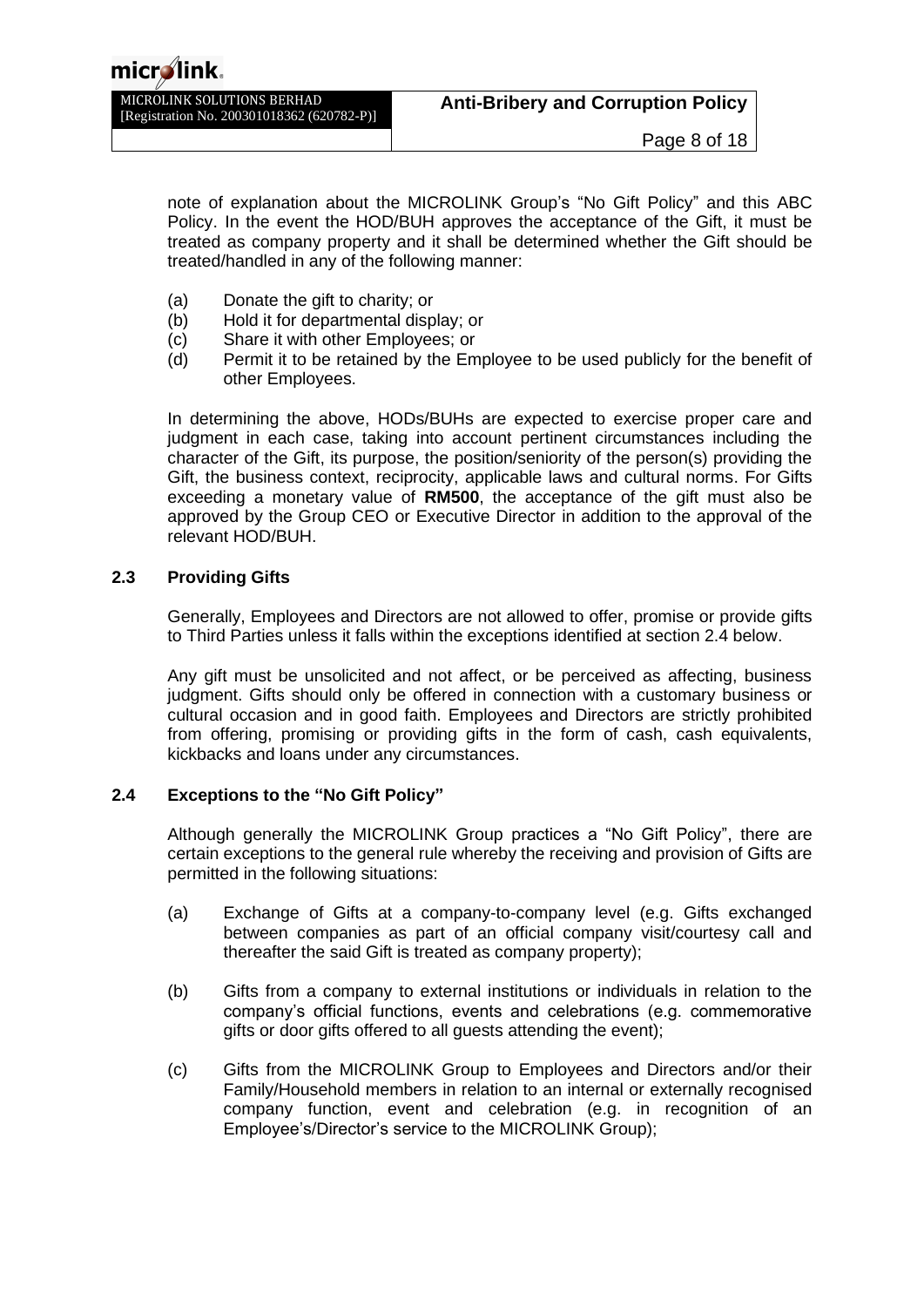note of explanation about the MICROLINK Group's "No Gift Policy" and this ABC Policy. In the event the HOD/BUH approves the acceptance of the Gift, it must be treated as company property and it shall be determined whether the Gift should be treated/handled in any of the following manner:

(a) Donate the gift to charity; or
(b) Hold it for departmental display; or
(c) Share it with other Employees; or
(d) Permit it to be retained by the Employee to be used publicly for the benefit of other Employees.

In determining the above, HODs/BUHs are expected to exercise proper care and judgment in each case, taking into account pertinent circumstances including the character of the Gift, its purpose, the position/seniority of the person(s) providing the Gift, the business context, reciprocity, applicable laws and cultural norms. For Gifts exceeding a monetary value of **RM500**, the acceptance of the gift must also be approved by the Group CEO or Executive Director in addition to the approval of the relevant HOD/BUH.

### 2.3 Providing Gifts

Generally, Employees and Directors are not allowed to offer, promise or provide gifts to Third Parties unless it falls within the exceptions identified at section 2.4 below.

Any gift must be unsolicited and not affect, or be perceived as affecting, business judgment. Gifts should only be offered in connection with a customary business or cultural occasion and in good faith. Employees and Directors are strictly prohibited from offering, promising or providing gifts in the form of cash, cash equivalents, kickbacks and loans under any circumstances.

### 2.4 Exceptions to the "No Gift Policy"

Although generally the MICROLINK Group practices a "No Gift Policy", there are certain exceptions to the general rule whereby the receiving and provision of Gifts are permitted in the following situations:

(a) Exchange of Gifts at a company-to-company level (e.g. Gifts exchanged between companies as part of an official company visit/courtesy call and thereafter the said Gift is treated as company property);

(b) Gifts from a company to external institutions or individuals in relation to the company's official functions, events and celebrations (e.g. commemorative gifts or door gifts offered to all guests attending the event);

(c) Gifts from the MICROLINK Group to Employees and Directors and/or their Family/Household members in relation to an internal or externally recognised company function, event and celebration (e.g. in recognition of an Employee's/Director's service to the MICROLINK Group);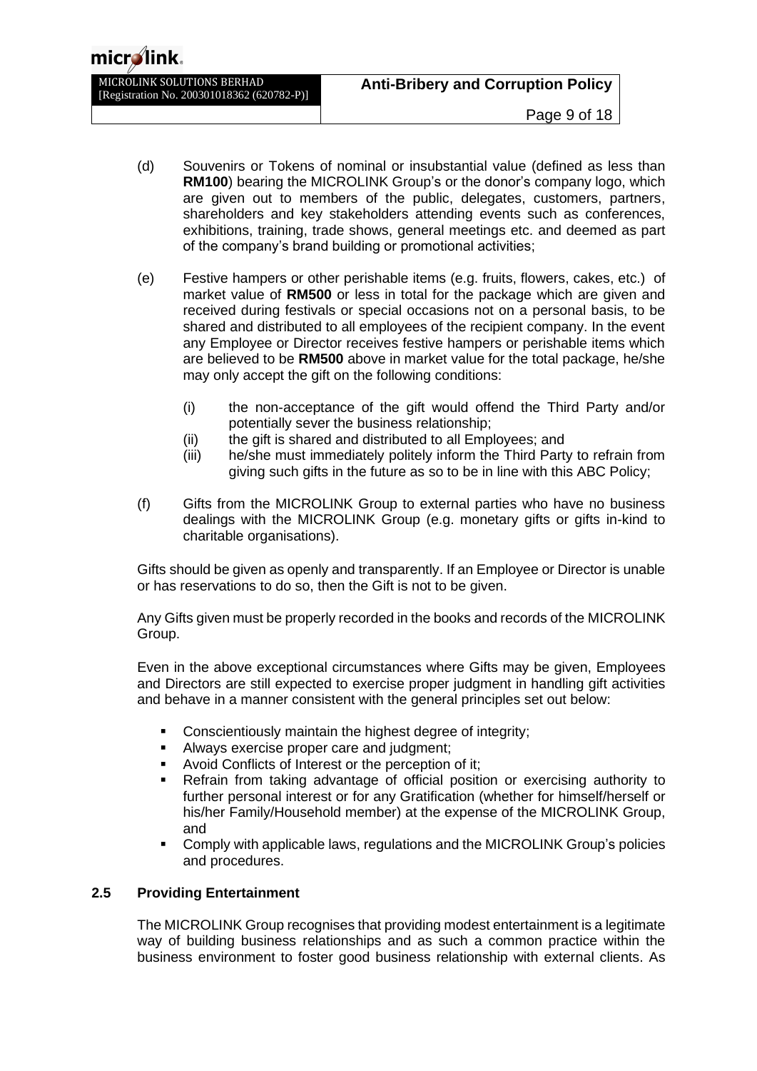(d) Souvenirs or Tokens of nominal or insubstantial value (defined as less than **RM100**) bearing the MICROLINK Group's or the donor's company logo, which are given out to members of the public, delegates, customers, partners, shareholders and key stakeholders attending events such as conferences, exhibitions, training, trade shows, general meetings etc. and deemed as part of the company's brand building or promotional activities;

(e) Festive hampers or other perishable items (e.g. fruits, flowers, cakes, etc.) of market value of **RM500** or less in total for the package which are given and received during festivals or special occasions not on a personal basis, to be shared and distributed to all employees of the recipient company. In the event any Employee or Director receives festive hampers or perishable items which are believed to be **RM500** above in market value for the total package, he/she may only accept the gift on the following conditions:

  (i) the non-acceptance of the gift would offend the Third Party and/or potentially sever the business relationship;
  (ii) the gift is shared and distributed to all Employees; and
  (iii) he/she must immediately politely inform the Third Party to refrain from giving such gifts in the future as so to be in line with this ABC Policy;

(f) Gifts from the MICROLINK Group to external parties who have no business dealings with the MICROLINK Group (e.g. monetary gifts or gifts in-kind to charitable organisations).

Gifts should be given as openly and transparently. If an Employee or Director is unable or has reservations to do so, then the Gift is not to be given.

Any Gifts given must be properly recorded in the books and records of the MICROLINK Group.

Even in the above exceptional circumstances where Gifts may be given, Employees and Directors are still expected to exercise proper judgment in handling gift activities and behave in a manner consistent with the general principles set out below:

- Conscientiously maintain the highest degree of integrity;
- Always exercise proper care and judgment;
- Avoid Conflicts of Interest or the perception of it;
- Refrain from taking advantage of official position or exercising authority to further personal interest or for any Gratification (whether for himself/herself or his/her Family/Household member) at the expense of the MICROLINK Group, and
- Comply with applicable laws, regulations and the MICROLINK Group's policies and procedures.

### 2.5 Providing Entertainment

The MICROLINK Group recognises that providing modest entertainment is a legitimate way of building business relationships and as such a common practice within the business environment to foster good business relationship with external clients. As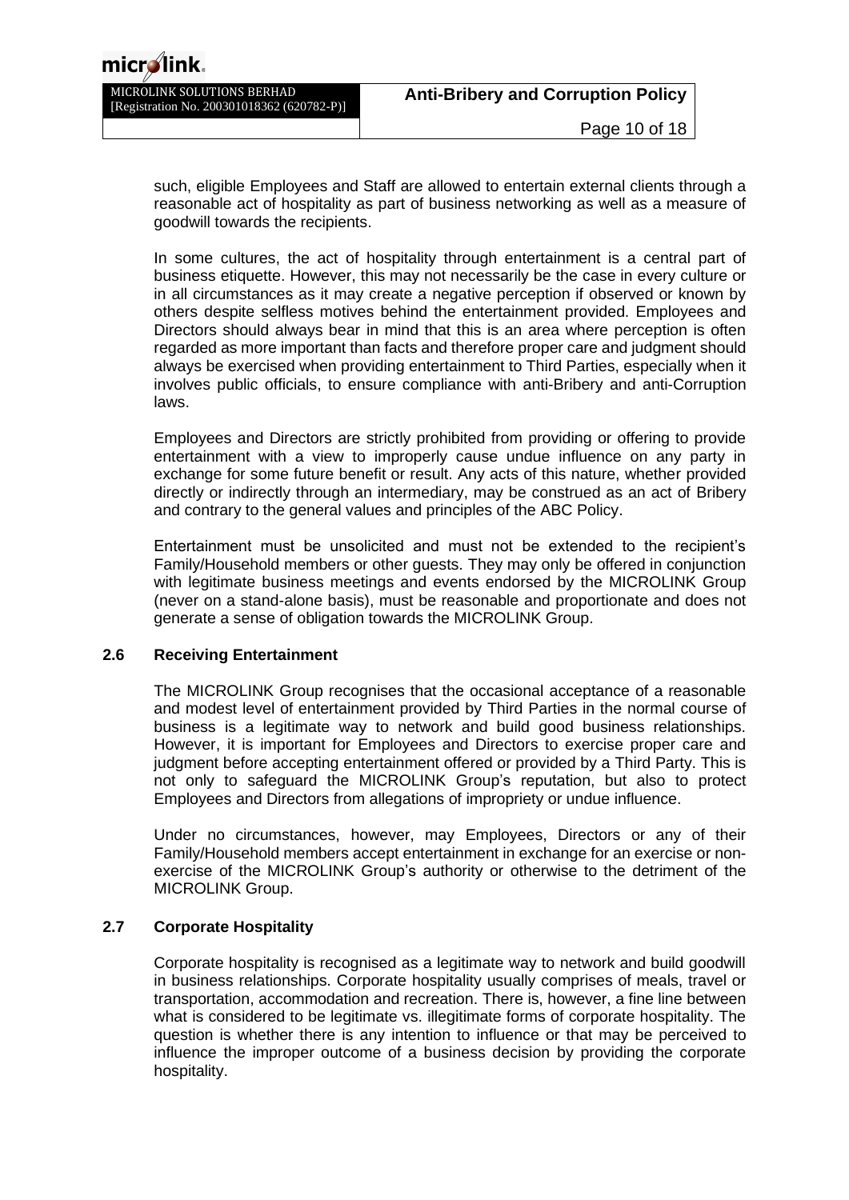such, eligible Employees and Staff are allowed to entertain external clients through a reasonable act of hospitality as part of business networking as well as a measure of goodwill towards the recipients.

In some cultures, the act of hospitality through entertainment is a central part of business etiquette. However, this may not necessarily be the case in every culture or in all circumstances as it may create a negative perception if observed or known by others despite selfless motives behind the entertainment provided. Employees and Directors should always bear in mind that this is an area where perception is often regarded as more important than facts and therefore proper care and judgment should always be exercised when providing entertainment to Third Parties, especially when it involves public officials, to ensure compliance with anti-Bribery and anti-Corruption laws.

Employees and Directors are strictly prohibited from providing or offering to provide entertainment with a view to improperly cause undue influence on any party in exchange for some future benefit or result. Any acts of this nature, whether provided directly or indirectly through an intermediary, may be construed as an act of Bribery and contrary to the general values and principles of the ABC Policy.

Entertainment must be unsolicited and must not be extended to the recipient's Family/Household members or other guests. They may only be offered in conjunction with legitimate business meetings and events endorsed by the MICROLINK Group (never on a stand-alone basis), must be reasonable and proportionate and does not generate a sense of obligation towards the MICROLINK Group.

### 2.6 Receiving Entertainment

The MICROLINK Group recognises that the occasional acceptance of a reasonable and modest level of entertainment provided by Third Parties in the normal course of business is a legitimate way to network and build good business relationships. However, it is important for Employees and Directors to exercise proper care and judgment before accepting entertainment offered or provided by a Third Party. This is not only to safeguard the MICROLINK Group's reputation, but also to protect Employees and Directors from allegations of impropriety or undue influence.

Under no circumstances, however, may Employees, Directors or any of their Family/Household members accept entertainment in exchange for an exercise or non-exercise of the MICROLINK Group's authority or otherwise to the detriment of the MICROLINK Group.

### 2.7 Corporate Hospitality

Corporate hospitality is recognised as a legitimate way to network and build goodwill in business relationships. Corporate hospitality usually comprises of meals, travel or transportation, accommodation and recreation. There is, however, a fine line between what is considered to be legitimate vs. illegitimate forms of corporate hospitality. The question is whether there is any intention to influence or that may be perceived to influence the improper outcome of a business decision by providing the corporate hospitality.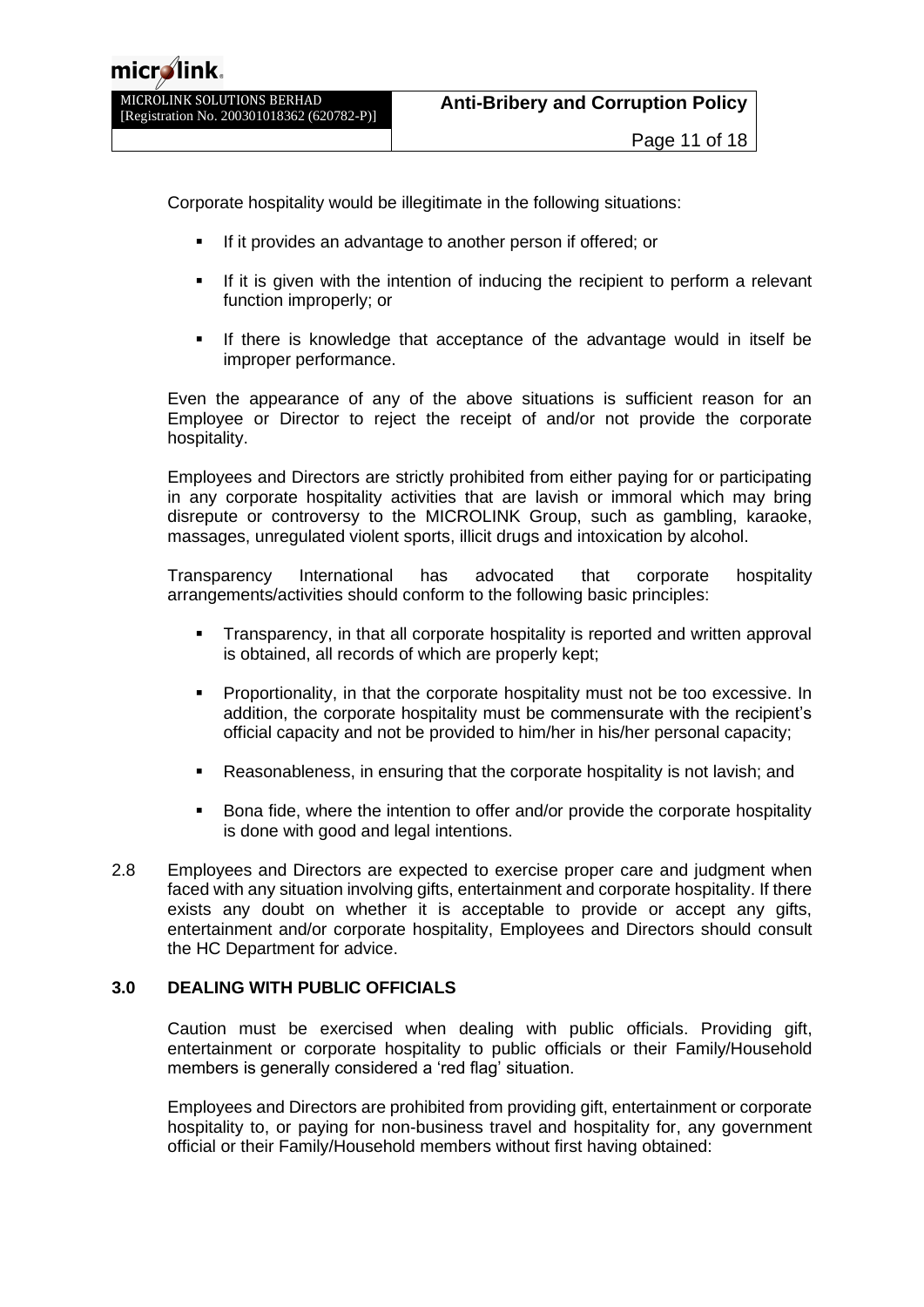Corporate hospitality would be illegitimate in the following situations:

- If it provides an advantage to another person if offered; or
- If it is given with the intention of inducing the recipient to perform a relevant function improperly; or
- If there is knowledge that acceptance of the advantage would in itself be improper performance.

Even the appearance of any of the above situations is sufficient reason for an Employee or Director to reject the receipt of and/or not provide the corporate hospitality.

Employees and Directors are strictly prohibited from either paying for or participating in any corporate hospitality activities that are lavish or immoral which may bring disrepute or controversy to the MICROLINK Group, such as gambling, karaoke, massages, unregulated violent sports, illicit drugs and intoxication by alcohol.

Transparency International has advocated that corporate hospitality arrangements/activities should conform to the following basic principles:

- Transparency, in that all corporate hospitality is reported and written approval is obtained, all records of which are properly kept;
- Proportionality, in that the corporate hospitality must not be too excessive. In addition, the corporate hospitality must be commensurate with the recipient's official capacity and not be provided to him/her in his/her personal capacity;
- Reasonableness, in ensuring that the corporate hospitality is not lavish; and
- Bona fide, where the intention to offer and/or provide the corporate hospitality is done with good and legal intentions.

2.8 Employees and Directors are expected to exercise proper care and judgment when faced with any situation involving gifts, entertainment and corporate hospitality. If there exists any doubt on whether it is acceptable to provide or accept any gifts, entertainment and/or corporate hospitality, Employees and Directors should consult the HC Department for advice.

## 3.0 DEALING WITH PUBLIC OFFICIALS

Caution must be exercised when dealing with public officials. Providing gift, entertainment or corporate hospitality to public officials or their Family/Household members is generally considered a 'red flag' situation.

Employees and Directors are prohibited from providing gift, entertainment or corporate hospitality to, or paying for non-business travel and hospitality for, any government official or their Family/Household members without first having obtained: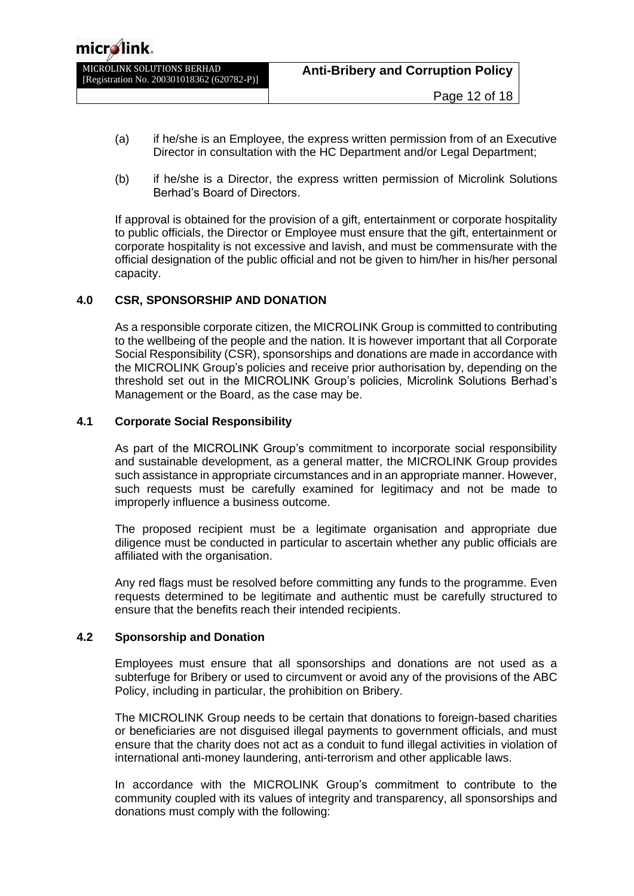(a) if he/she is an Employee, the express written permission from of an Executive Director in consultation with the HC Department and/or Legal Department;

(b) if he/she is a Director, the express written permission of Microlink Solutions Berhad's Board of Directors.

If approval is obtained for the provision of a gift, entertainment or corporate hospitality to public officials, the Director or Employee must ensure that the gift, entertainment or corporate hospitality is not excessive and lavish, and must be commensurate with the official designation of the public official and not be given to him/her in his/her personal capacity.

## 4.0 CSR, SPONSORSHIP AND DONATION

As a responsible corporate citizen, the MICROLINK Group is committed to contributing to the wellbeing of the people and the nation. It is however important that all Corporate Social Responsibility (CSR), sponsorships and donations are made in accordance with the MICROLINK Group's policies and receive prior authorisation by, depending on the threshold set out in the MICROLINK Group's policies, Microlink Solutions Berhad's Management or the Board, as the case may be.

### 4.1 Corporate Social Responsibility

As part of the MICROLINK Group's commitment to incorporate social responsibility and sustainable development, as a general matter, the MICROLINK Group provides such assistance in appropriate circumstances and in an appropriate manner. However, such requests must be carefully examined for legitimacy and not be made to improperly influence a business outcome.

The proposed recipient must be a legitimate organisation and appropriate due diligence must be conducted in particular to ascertain whether any public officials are affiliated with the organisation.

Any red flags must be resolved before committing any funds to the programme. Even requests determined to be legitimate and authentic must be carefully structured to ensure that the benefits reach their intended recipients.

### 4.2 Sponsorship and Donation

Employees must ensure that all sponsorships and donations are not used as a subterfuge for Bribery or used to circumvent or avoid any of the provisions of the ABC Policy, including in particular, the prohibition on Bribery.

The MICROLINK Group needs to be certain that donations to foreign-based charities or beneficiaries are not disguised illegal payments to government officials, and must ensure that the charity does not act as a conduit to fund illegal activities in violation of international anti-money laundering, anti-terrorism and other applicable laws.

In accordance with the MICROLINK Group's commitment to contribute to the community coupled with its values of integrity and transparency, all sponsorships and donations must comply with the following: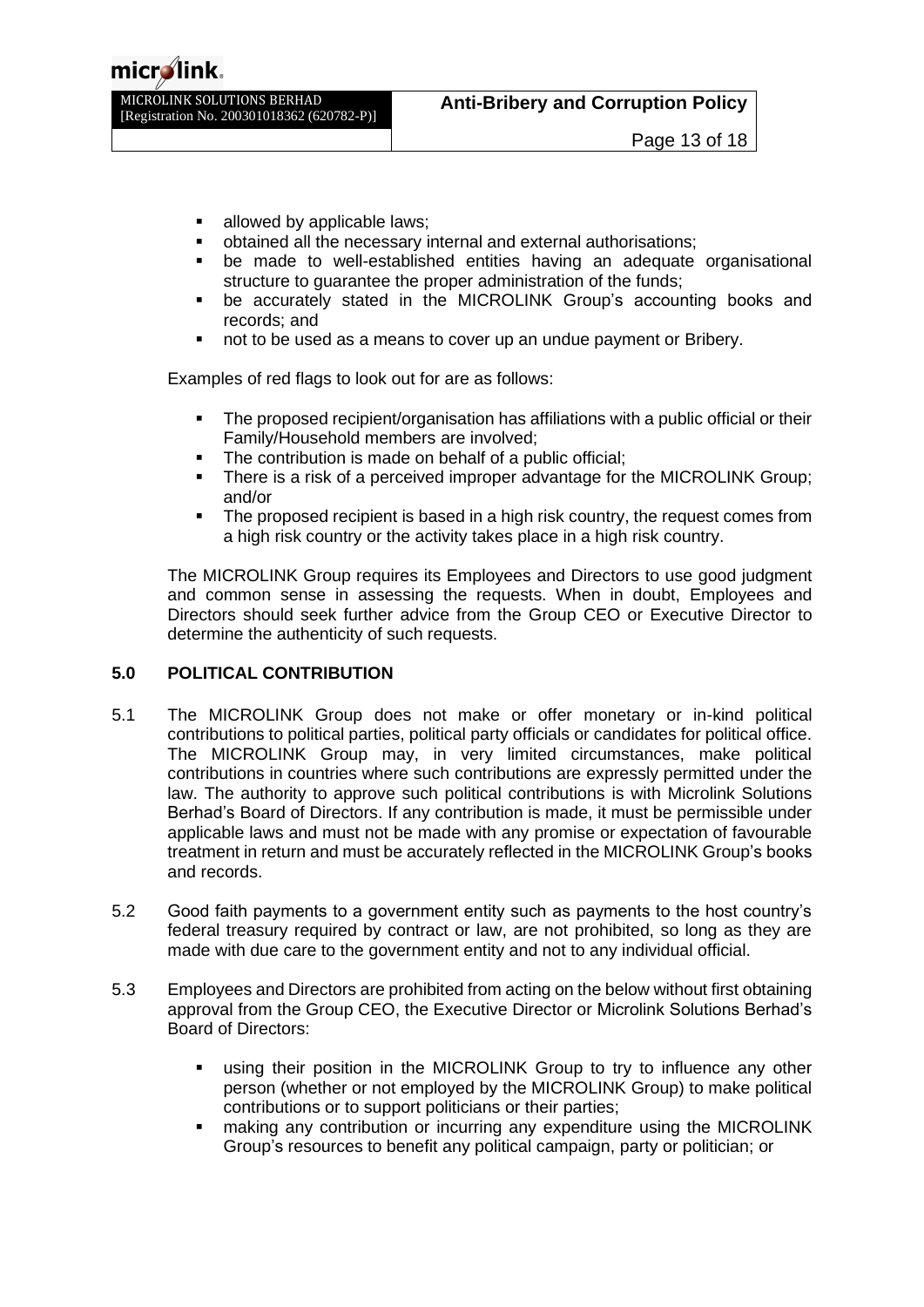- allowed by applicable laws;
- obtained all the necessary internal and external authorisations;
- be made to well-established entities having an adequate organisational structure to guarantee the proper administration of the funds;
- be accurately stated in the MICROLINK Group's accounting books and records; and
- not to be used as a means to cover up an undue payment or Bribery.

Examples of red flags to look out for are as follows:

- The proposed recipient/organisation has affiliations with a public official or their Family/Household members are involved;
- The contribution is made on behalf of a public official;
- There is a risk of a perceived improper advantage for the MICROLINK Group; and/or
- The proposed recipient is based in a high risk country, the request comes from a high risk country or the activity takes place in a high risk country.

The MICROLINK Group requires its Employees and Directors to use good judgment and common sense in assessing the requests. When in doubt, Employees and Directors should seek further advice from the Group CEO or Executive Director to determine the authenticity of such requests.

## 5.0 POLITICAL CONTRIBUTION

5.1 The MICROLINK Group does not make or offer monetary or in-kind political contributions to political parties, political party officials or candidates for political office. The MICROLINK Group may, in very limited circumstances, make political contributions in countries where such contributions are expressly permitted under the law. The authority to approve such political contributions is with Microlink Solutions Berhad's Board of Directors. If any contribution is made, it must be permissible under applicable laws and must not be made with any promise or expectation of favourable treatment in return and must be accurately reflected in the MICROLINK Group's books and records.

5.2 Good faith payments to a government entity such as payments to the host country's federal treasury required by contract or law, are not prohibited, so long as they are made with due care to the government entity and not to any individual official.

5.3 Employees and Directors are prohibited from acting on the below without first obtaining approval from the Group CEO, the Executive Director or Microlink Solutions Berhad's Board of Directors:

- using their position in the MICROLINK Group to try to influence any other person (whether or not employed by the MICROLINK Group) to make political contributions or to support politicians or their parties;
- making any contribution or incurring any expenditure using the MICROLINK Group's resources to benefit any political campaign, party or politician; or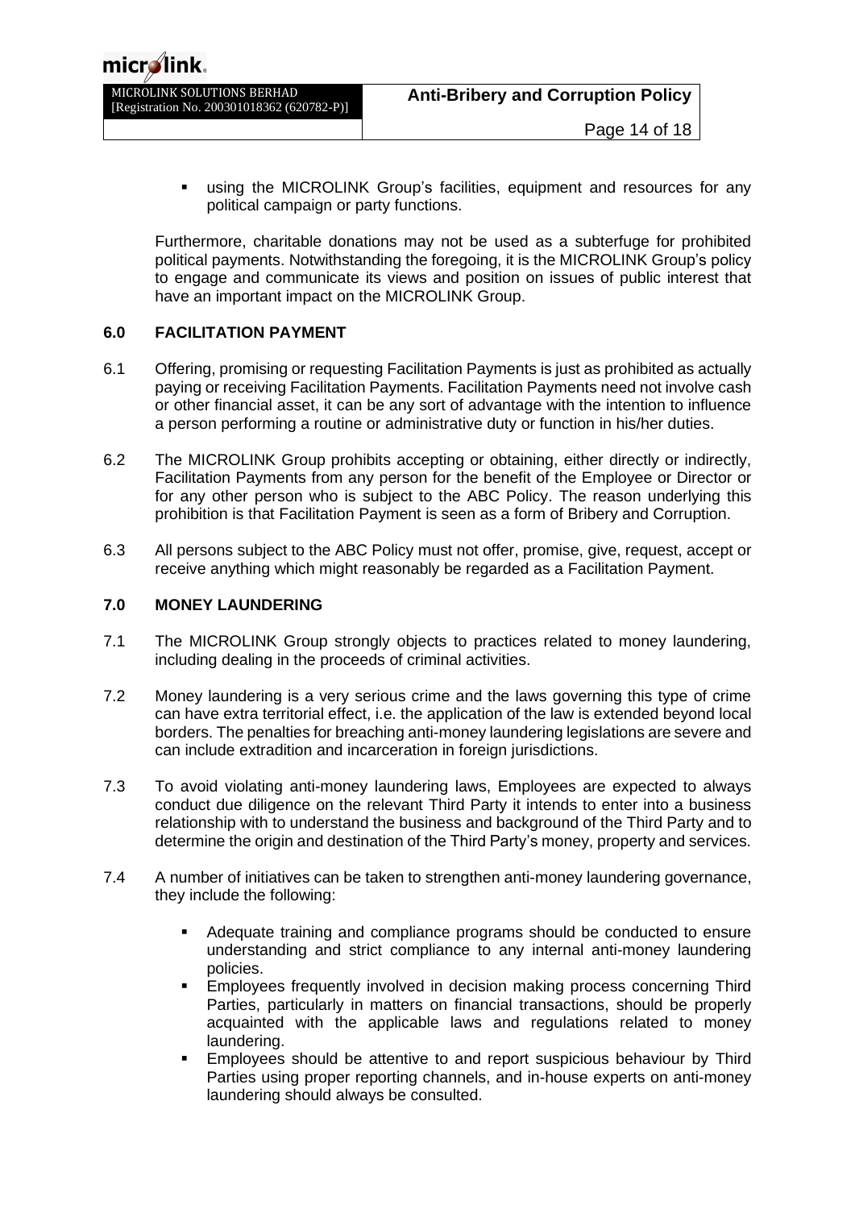- using the MICROLINK Group's facilities, equipment and resources for any political campaign or party functions.

Furthermore, charitable donations may not be used as a subterfuge for prohibited political payments. Notwithstanding the foregoing, it is the MICROLINK Group's policy to engage and communicate its views and position on issues of public interest that have an important impact on the MICROLINK Group.

## 6.0 FACILITATION PAYMENT

6.1 Offering, promising or requesting Facilitation Payments is just as prohibited as actually paying or receiving Facilitation Payments. Facilitation Payments need not involve cash or other financial asset, it can be any sort of advantage with the intention to influence a person performing a routine or administrative duty or function in his/her duties.

6.2 The MICROLINK Group prohibits accepting or obtaining, either directly or indirectly, Facilitation Payments from any person for the benefit of the Employee or Director or for any other person who is subject to the ABC Policy. The reason underlying this prohibition is that Facilitation Payment is seen as a form of Bribery and Corruption.

6.3 All persons subject to the ABC Policy must not offer, promise, give, request, accept or receive anything which might reasonably be regarded as a Facilitation Payment.

## 7.0 MONEY LAUNDERING

7.1 The MICROLINK Group strongly objects to practices related to money laundering, including dealing in the proceeds of criminal activities.

7.2 Money laundering is a very serious crime and the laws governing this type of crime can have extra territorial effect, i.e. the application of the law is extended beyond local borders. The penalties for breaching anti-money laundering legislations are severe and can include extradition and incarceration in foreign jurisdictions.

7.3 To avoid violating anti-money laundering laws, Employees are expected to always conduct due diligence on the relevant Third Party it intends to enter into a business relationship with to understand the business and background of the Third Party and to determine the origin and destination of the Third Party's money, property and services.

7.4 A number of initiatives can be taken to strengthen anti-money laundering governance, they include the following:

- Adequate training and compliance programs should be conducted to ensure understanding and strict compliance to any internal anti-money laundering policies.
- Employees frequently involved in decision making process concerning Third Parties, particularly in matters on financial transactions, should be properly acquainted with the applicable laws and regulations related to money laundering.
- Employees should be attentive to and report suspicious behaviour by Third Parties using proper reporting channels, and in-house experts on anti-money laundering should always be consulted.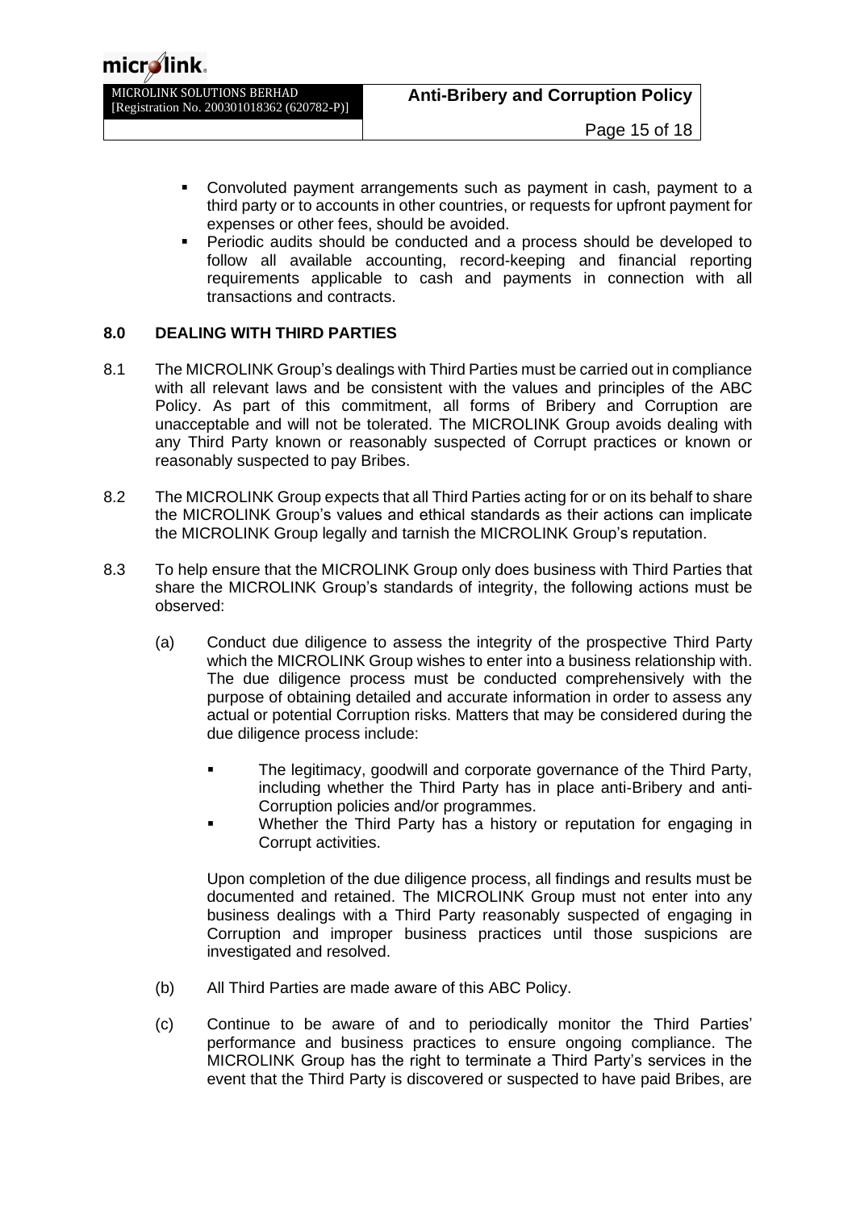- Convoluted payment arrangements such as payment in cash, payment to a third party or to accounts in other countries, or requests for upfront payment for expenses or other fees, should be avoided.
- Periodic audits should be conducted and a process should be developed to follow all available accounting, record-keeping and financial reporting requirements applicable to cash and payments in connection with all transactions and contracts.

## 8.0 DEALING WITH THIRD PARTIES

8.1 The MICROLINK Group's dealings with Third Parties must be carried out in compliance with all relevant laws and be consistent with the values and principles of the ABC Policy. As part of this commitment, all forms of Bribery and Corruption are unacceptable and will not be tolerated. The MICROLINK Group avoids dealing with any Third Party known or reasonably suspected of Corrupt practices or known or reasonably suspected to pay Bribes.

8.2 The MICROLINK Group expects that all Third Parties acting for or on its behalf to share the MICROLINK Group's values and ethical standards as their actions can implicate the MICROLINK Group legally and tarnish the MICROLINK Group's reputation.

8.3 To help ensure that the MICROLINK Group only does business with Third Parties that share the MICROLINK Group's standards of integrity, the following actions must be observed:

(a) Conduct due diligence to assess the integrity of the prospective Third Party which the MICROLINK Group wishes to enter into a business relationship with. The due diligence process must be conducted comprehensively with the purpose of obtaining detailed and accurate information in order to assess any actual or potential Corruption risks. Matters that may be considered during the due diligence process include:

- The legitimacy, goodwill and corporate governance of the Third Party, including whether the Third Party has in place anti-Bribery and anti-Corruption policies and/or programmes.
- Whether the Third Party has a history or reputation for engaging in Corrupt activities.

Upon completion of the due diligence process, all findings and results must be documented and retained. The MICROLINK Group must not enter into any business dealings with a Third Party reasonably suspected of engaging in Corruption and improper business practices until those suspicions are investigated and resolved.

(b) All Third Parties are made aware of this ABC Policy.

(c) Continue to be aware of and to periodically monitor the Third Parties' performance and business practices to ensure ongoing compliance. The MICROLINK Group has the right to terminate a Third Party's services in the event that the Third Party is discovered or suspected to have paid Bribes, are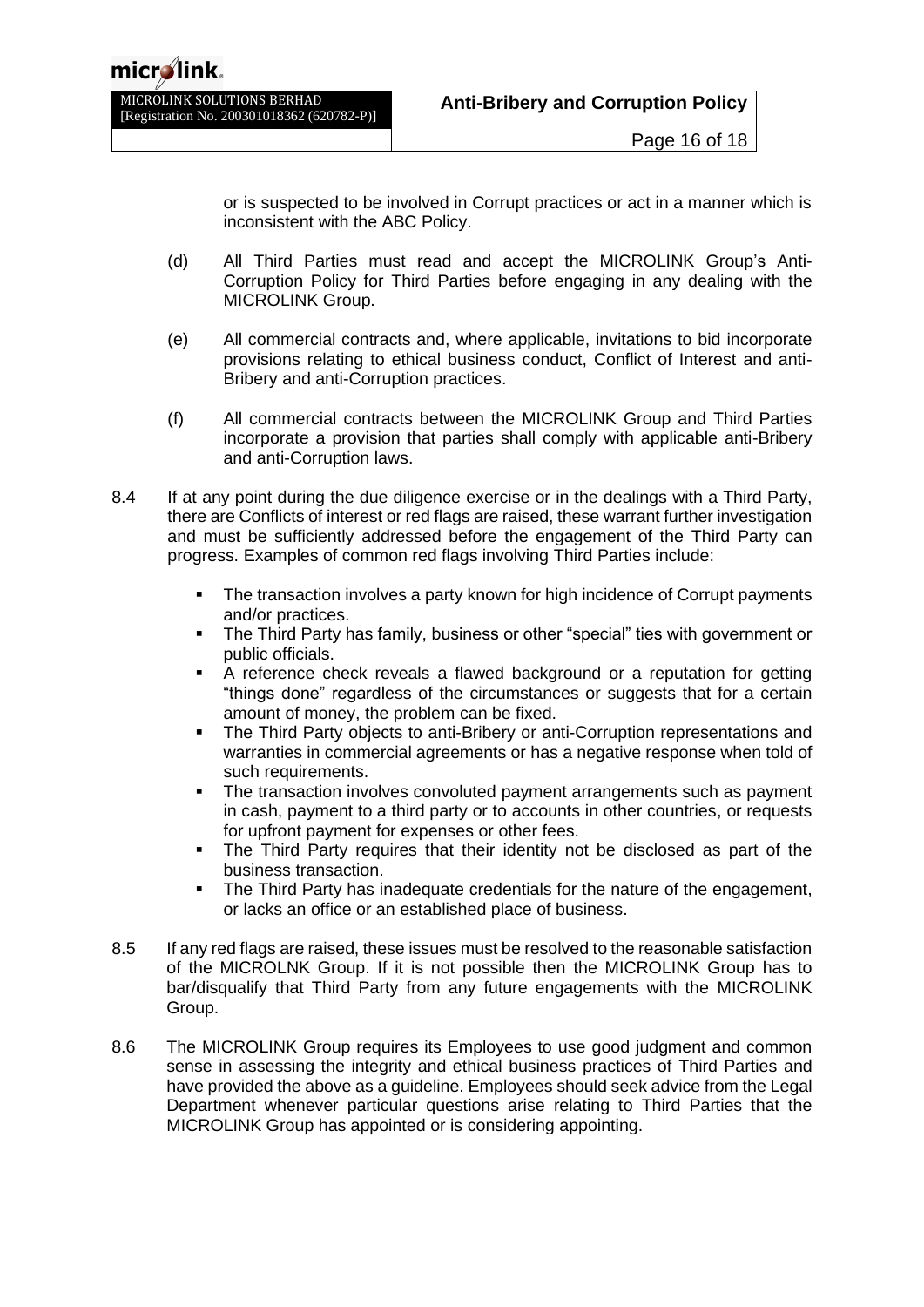or is suspected to be involved in Corrupt practices or act in a manner which is inconsistent with the ABC Policy.

(d) All Third Parties must read and accept the MICROLINK Group's Anti-Corruption Policy for Third Parties before engaging in any dealing with the MICROLINK Group.

(e) All commercial contracts and, where applicable, invitations to bid incorporate provisions relating to ethical business conduct, Conflict of Interest and anti-Bribery and anti-Corruption practices.

(f) All commercial contracts between the MICROLINK Group and Third Parties incorporate a provision that parties shall comply with applicable anti-Bribery and anti-Corruption laws.

8.4 If at any point during the due diligence exercise or in the dealings with a Third Party, there are Conflicts of interest or red flags are raised, these warrant further investigation and must be sufficiently addressed before the engagement of the Third Party can progress. Examples of common red flags involving Third Parties include:

- The transaction involves a party known for high incidence of Corrupt payments and/or practices.
- The Third Party has family, business or other "special" ties with government or public officials.
- A reference check reveals a flawed background or a reputation for getting "things done" regardless of the circumstances or suggests that for a certain amount of money, the problem can be fixed.
- The Third Party objects to anti-Bribery or anti-Corruption representations and warranties in commercial agreements or has a negative response when told of such requirements.
- The transaction involves convoluted payment arrangements such as payment in cash, payment to a third party or to accounts in other countries, or requests for upfront payment for expenses or other fees.
- The Third Party requires that their identity not be disclosed as part of the business transaction.
- The Third Party has inadequate credentials for the nature of the engagement, or lacks an office or an established place of business.

8.5 If any red flags are raised, these issues must be resolved to the reasonable satisfaction of the MICROLNK Group. If it is not possible then the MICROLINK Group has to bar/disqualify that Third Party from any future engagements with the MICROLINK Group.

8.6 The MICROLINK Group requires its Employees to use good judgment and common sense in assessing the integrity and ethical business practices of Third Parties and have provided the above as a guideline. Employees should seek advice from the Legal Department whenever particular questions arise relating to Third Parties that the MICROLINK Group has appointed or is considering appointing.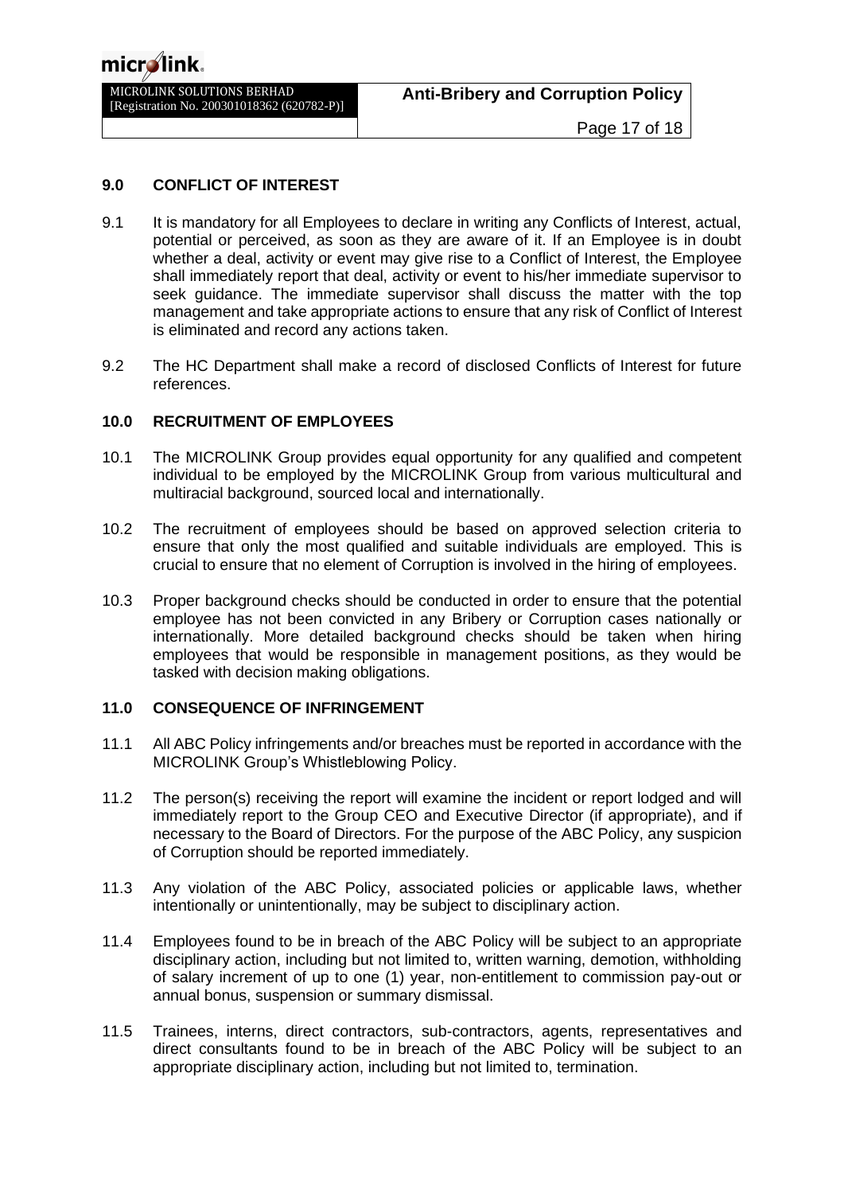## 9.0 CONFLICT OF INTEREST

9.1 It is mandatory for all Employees to declare in writing any Conflicts of Interest, actual, potential or perceived, as soon as they are aware of it. If an Employee is in doubt whether a deal, activity or event may give rise to a Conflict of Interest, the Employee shall immediately report that deal, activity or event to his/her immediate supervisor to seek guidance. The immediate supervisor shall discuss the matter with the top management and take appropriate actions to ensure that any risk of Conflict of Interest is eliminated and record any actions taken.

9.2 The HC Department shall make a record of disclosed Conflicts of Interest for future references.

## 10.0 RECRUITMENT OF EMPLOYEES

10.1 The MICROLINK Group provides equal opportunity for any qualified and competent individual to be employed by the MICROLINK Group from various multicultural and multiracial background, sourced local and internationally.

10.2 The recruitment of employees should be based on approved selection criteria to ensure that only the most qualified and suitable individuals are employed. This is crucial to ensure that no element of Corruption is involved in the hiring of employees.

10.3 Proper background checks should be conducted in order to ensure that the potential employee has not been convicted in any Bribery or Corruption cases nationally or internationally. More detailed background checks should be taken when hiring employees that would be responsible in management positions, as they would be tasked with decision making obligations.

## 11.0 CONSEQUENCE OF INFRINGEMENT

11.1 All ABC Policy infringements and/or breaches must be reported in accordance with the MICROLINK Group's Whistleblowing Policy.

11.2 The person(s) receiving the report will examine the incident or report lodged and will immediately report to the Group CEO and Executive Director (if appropriate), and if necessary to the Board of Directors. For the purpose of the ABC Policy, any suspicion of Corruption should be reported immediately.

11.3 Any violation of the ABC Policy, associated policies or applicable laws, whether intentionally or unintentionally, may be subject to disciplinary action.

11.4 Employees found to be in breach of the ABC Policy will be subject to an appropriate disciplinary action, including but not limited to, written warning, demotion, withholding of salary increment of up to one (1) year, non-entitlement to commission pay-out or annual bonus, suspension or summary dismissal.

11.5 Trainees, interns, direct contractors, sub-contractors, agents, representatives and direct consultants found to be in breach of the ABC Policy will be subject to an appropriate disciplinary action, including but not limited to, termination.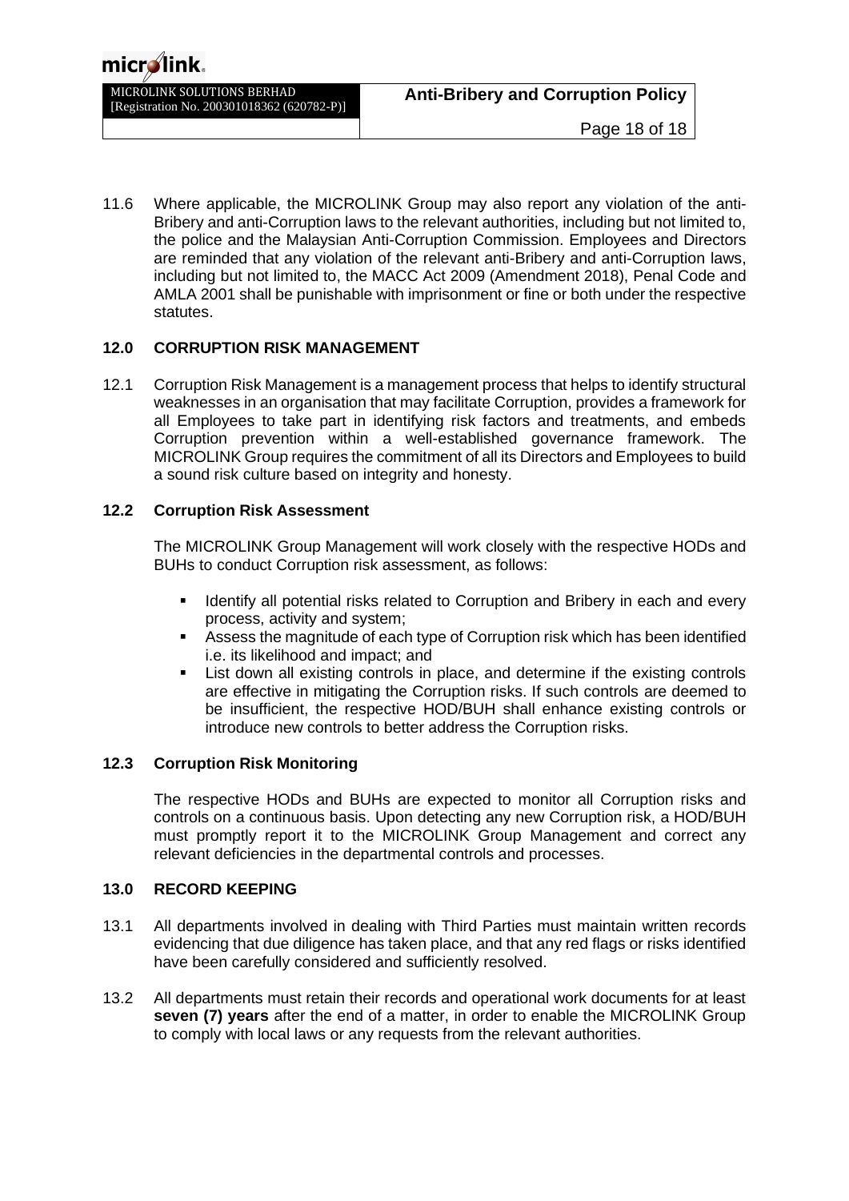11.6 Where applicable, the MICROLINK Group may also report any violation of the anti-Bribery and anti-Corruption laws to the relevant authorities, including but not limited to, the police and the Malaysian Anti-Corruption Commission. Employees and Directors are reminded that any violation of the relevant anti-Bribery and anti-Corruption laws, including but not limited to, the MACC Act 2009 (Amendment 2018), Penal Code and AMLA 2001 shall be punishable with imprisonment or fine or both under the respective statutes.

## 12.0 CORRUPTION RISK MANAGEMENT

12.1 Corruption Risk Management is a management process that helps to identify structural weaknesses in an organisation that may facilitate Corruption, provides a framework for all Employees to take part in identifying risk factors and treatments, and embeds Corruption prevention within a well-established governance framework. The MICROLINK Group requires the commitment of all its Directors and Employees to build a sound risk culture based on integrity and honesty.

### 12.2 Corruption Risk Assessment

The MICROLINK Group Management will work closely with the respective HODs and BUHs to conduct Corruption risk assessment, as follows:

- Identify all potential risks related to Corruption and Bribery in each and every process, activity and system;
- Assess the magnitude of each type of Corruption risk which has been identified i.e. its likelihood and impact; and
- List down all existing controls in place, and determine if the existing controls are effective in mitigating the Corruption risks. If such controls are deemed to be insufficient, the respective HOD/BUH shall enhance existing controls or introduce new controls to better address the Corruption risks.

### 12.3 Corruption Risk Monitoring

The respective HODs and BUHs are expected to monitor all Corruption risks and controls on a continuous basis. Upon detecting any new Corruption risk, a HOD/BUH must promptly report it to the MICROLINK Group Management and correct any relevant deficiencies in the departmental controls and processes.

## 13.0 RECORD KEEPING

13.1 All departments involved in dealing with Third Parties must maintain written records evidencing that due diligence has taken place, and that any red flags or risks identified have been carefully considered and sufficiently resolved.

13.2 All departments must retain their records and operational work documents for at least **seven (7) years** after the end of a matter, in order to enable the MICROLINK Group to comply with local laws or any requests from the relevant authorities.